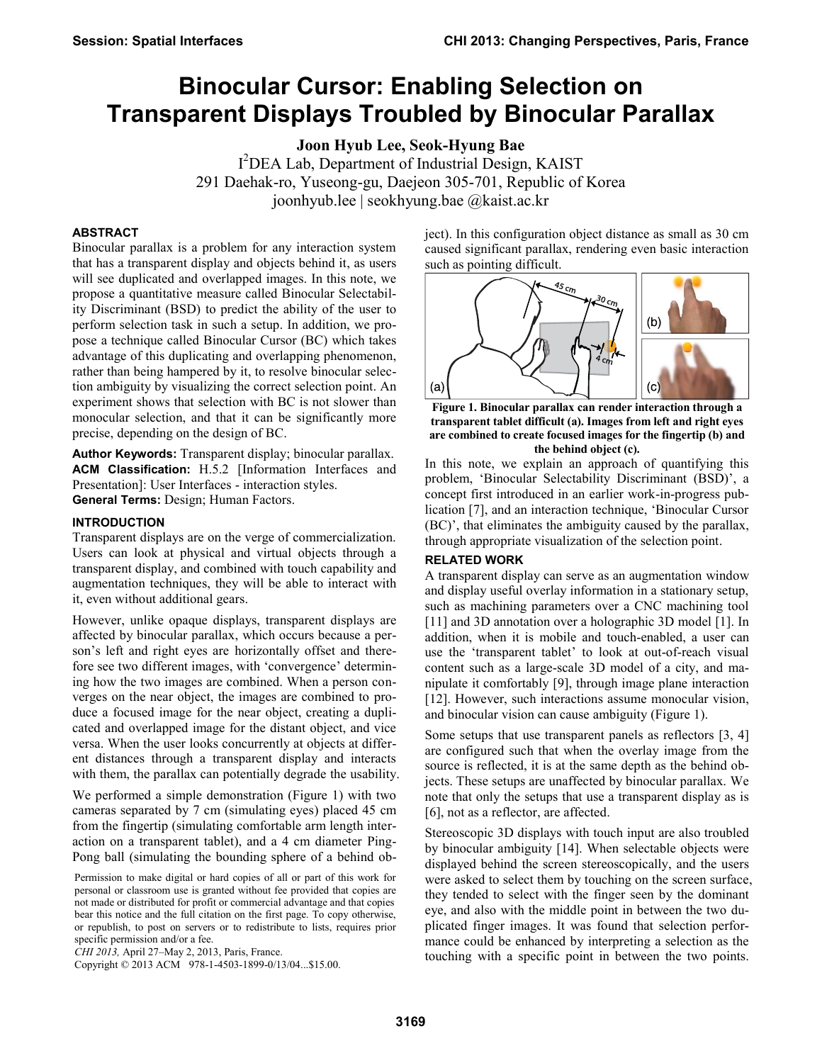# Binocular Cursor: Enabling Selection on Transparent Displays Troubled by Binocular Parallax

**Joon Hyub Lee, Seok-Hyung Bae**

I[2]DEA Lab, Department of Industrial Design, KAIST
291 Daehak-ro, Yuseong-gu, Daejeon 305-701, Republic of Korea
joonhyub.lee | seokhyung.bae @kaist.ac.kr

## ABSTRACT

Binocular parallax is a problem for any interaction system that has a transparent display and objects behind it, as users will see duplicated and overlapped images. In this note, we propose a quantitative measure called Binocular Selectability Discriminant (BSD) to predict the ability of the user to perform selection task in such a setup. In addition, we propose a technique called Binocular Cursor (BC) which takes advantage of this duplicating and overlapping phenomenon, rather than being hampered by it, to resolve binocular selection ambiguity by visualizing the correct selection point. An experiment shows that selection with BC is not slower than monocular selection, and that it can be significantly more precise, depending on the design of BC.

**Author Keywords:** Transparent display; binocular parallax.

**ACM Classification:** H.5.2 [Information Interfaces and Presentation]: User Interfaces - interaction styles.

**General Terms:** Design; Human Factors.

## INTRODUCTION

Transparent displays are on the verge of commercialization. Users can look at physical and virtual objects through a transparent display, and combined with touch capability and augmentation techniques, they will be able to interact with it, even without additional gears.

However, unlike opaque displays, transparent displays are affected by binocular parallax, which occurs because a person's left and right eyes are horizontally offset and therefore see two different images, with 'convergence' determining how the two images are combined. When a person converges on the near object, the images are combined to produce a focused image for the near object, creating a duplicated and overlapped image for the distant object, and vice versa. When the user looks concurrently at objects at different distances through a transparent display and interacts with them, the parallax can potentially degrade the usability.

We performed a simple demonstration (Figure 1) with two cameras separated by 7 cm (simulating eyes) placed 45 cm from the fingertip (simulating comfortable arm length interaction on a transparent tablet), and a 4 cm diameter Ping-Pong ball (simulating the bounding sphere of a behind object). In this configuration object distance as small as 30 cm caused significant parallax, rendering even basic interaction such as pointing difficult.

**Figure 1. Binocular parallax can render interaction through a transparent tablet difficult (a). Images from left and right eyes are combined to create focused images for the fingertip (b) and the behind object (c).**

In this note, we explain an approach of quantifying this problem, 'Binocular Selectability Discriminant (BSD)', a concept first introduced in an earlier work-in-progress publication [7], and an interaction technique, 'Binocular Cursor (BC)', that eliminates the ambiguity caused by the parallax, through appropriate visualization of the selection point.

## RELATED WORK

A transparent display can serve as an augmentation window and display useful overlay information in a stationary setup, such as machining parameters over a CNC machining tool [11] and 3D annotation over a holographic 3D model [1]. In addition, when it is mobile and touch-enabled, a user can use the 'transparent tablet' to look at out-of-reach visual content such as a large-scale 3D model of a city, and manipulate it comfortably [9], through image plane interaction [12]. However, such interactions assume monocular vision, and binocular vision can cause ambiguity (Figure 1).

Some setups that use transparent panels as reflectors [3, 4] are configured such that when the overlay image from the source is reflected, it is at the same depth as the behind objects. These setups are unaffected by binocular parallax. We note that only the setups that use a transparent display as is [6], not as a reflector, are affected.

Stereoscopic 3D displays with touch input are also troubled by binocular ambiguity [14]. When selectable objects were displayed behind the screen stereoscopically, and the users were asked to select them by touching on the screen surface, they tended to select with the finger seen by the dominant eye, and also with the middle point in between the two duplicated finger images. It was found that selection performance could be enhanced by interpreting a selection as the touching with a specific point in between the two points.

Permission to make digital or hard copies of all or part of this work for personal or classroom use is granted without fee provided that copies are not made or distributed for profit or commercial advantage and that copies bear this notice and the full citation on the first page. To copy otherwise, or republish, to post on servers or to redistribute to lists, requires prior specific permission and/or a fee.
*CHI 2013,* April 27–May 2, 2013, Paris, France.
Copyright © 2013 ACM 978-1-4503-1899-0/13/04...$15.00.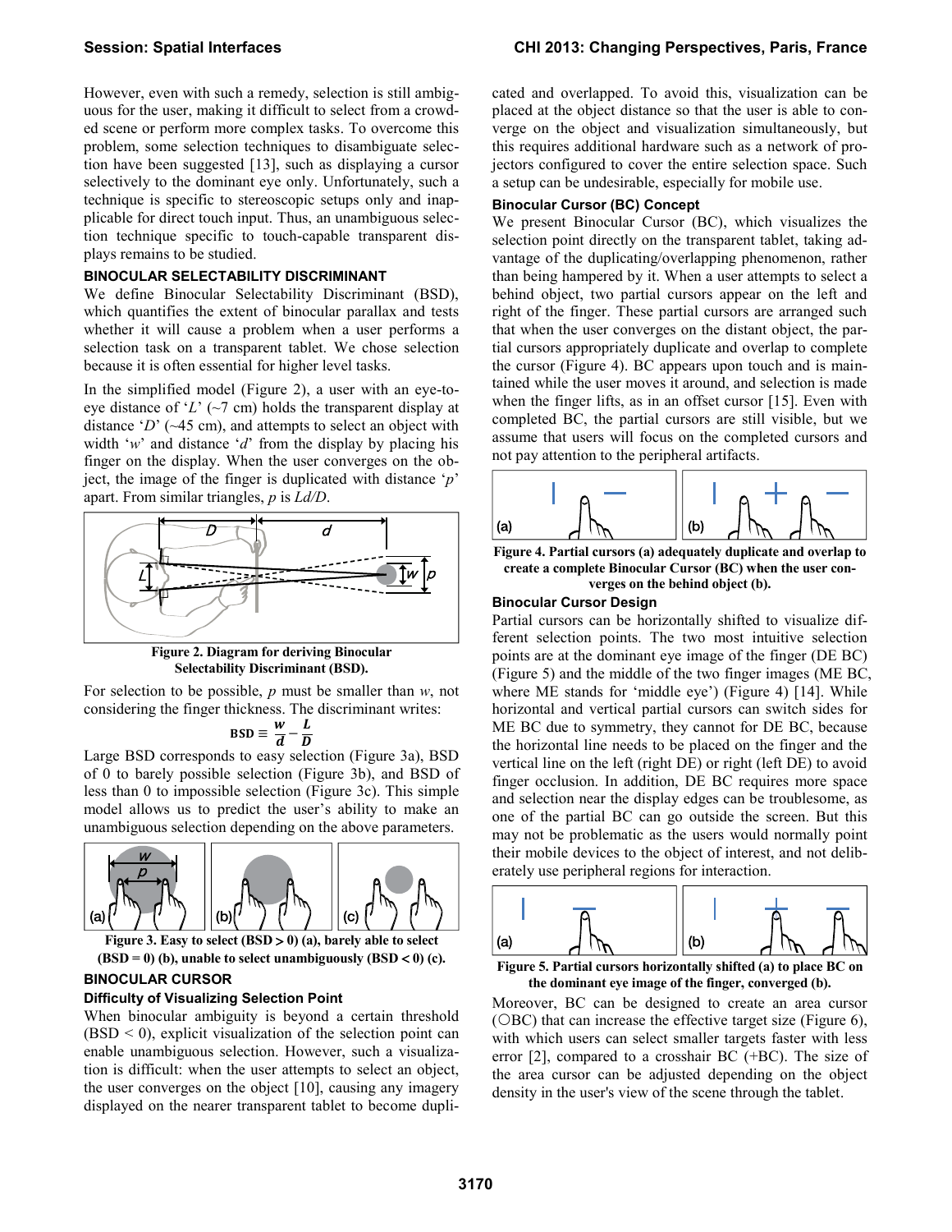However, even with such a remedy, selection is still ambiguous for the user, making it difficult to select from a crowded scene or perform more complex tasks. To overcome this problem, some selection techniques to disambiguate selection have been suggested [13], such as displaying a cursor selectively to the dominant eye only. Unfortunately, such a technique is specific to stereoscopic setups only and inapplicable for direct touch input. Thus, an unambiguous selection technique specific to touch-capable transparent displays remains to be studied.

## BINOCULAR SELECTABILITY DISCRIMINANT

We define Binocular Selectability Discriminant (BSD), which quantifies the extent of binocular parallax and tests whether it will cause a problem when a user performs a selection task on a transparent tablet. We chose selection because it is often essential for higher level tasks.

In the simplified model (Figure 2), a user with an eye-to-eye distance of '$L$' (~7 cm) holds the transparent display at distance '$D$' (~45 cm), and attempts to select an object with width '$w$' and distance '$d$' from the display by placing his finger on the display. When the user converges on the object, the image of the finger is duplicated with distance '$p$' apart. From similar triangles, $p$ is $Ld/D$.

**Figure 2. Diagram for deriving Binocular Selectability Discriminant (BSD).**

For selection to be possible, $p$ must be smaller than $w$, not considering the finger thickness. The discriminant writes:

$$\mathbf{BSD} \equiv \frac{w}{d} - \frac{L}{D}$$

Large BSD corresponds to easy selection (Figure 3a), BSD of 0 to barely possible selection (Figure 3b), and BSD of less than 0 to impossible selection (Figure 3c). This simple model allows us to predict the user's ability to make an unambiguous selection depending on the above parameters.

**Figure 3. Easy to select (BSD > 0) (a), barely able to select (BSD = 0) (b), unable to select unambiguously (BSD < 0) (c).**

## BINOCULAR CURSOR

### Difficulty of Visualizing Selection Point

When binocular ambiguity is beyond a certain threshold (BSD < 0), explicit visualization of the selection point can enable unambiguous selection. However, such a visualization is difficult: when the user attempts to select an object, the user converges on the object [10], causing any imagery displayed on the nearer transparent tablet to become duplicated and overlapped. To avoid this, visualization can be placed at the object distance so that the user is able to converge on the object and visualization simultaneously, but this requires additional hardware such as a network of projectors configured to cover the entire selection space. Such a setup can be undesirable, especially for mobile use.

### Binocular Cursor (BC) Concept

We present Binocular Cursor (BC), which visualizes the selection point directly on the transparent tablet, taking advantage of the duplicating/overlapping phenomenon, rather than being hampered by it. When a user attempts to select a behind object, two partial cursors appear on the left and right of the finger. These partial cursors are arranged such that when the user converges on the distant object, the partial cursors appropriately duplicate and overlap to complete the cursor (Figure 4). BC appears upon touch and is maintained while the user moves it around, and selection is made when the finger lifts, as in an offset cursor [15]. Even with completed BC, the partial cursors are still visible, but we assume that users will focus on the completed cursors and not pay attention to the peripheral artifacts.

**Figure 4. Partial cursors (a) adequately duplicate and overlap to create a complete Binocular Cursor (BC) when the user converges on the behind object (b).**

### Binocular Cursor Design

Partial cursors can be horizontally shifted to visualize different selection points. The two most intuitive selection points are at the dominant eye image of the finger (DE BC) (Figure 5) and the middle of the two finger images (ME BC, where ME stands for 'middle eye') (Figure 4) [14]. While horizontal and vertical partial cursors can switch sides for ME BC due to symmetry, they cannot for DE BC, because the horizontal line needs to be placed on the finger and the vertical line on the left (right DE) or right (left DE) to avoid finger occlusion. In addition, DE BC requires more space and selection near the display edges can be troublesome, as one of the partial BC can go outside the screen. But this may not be problematic as the users would normally point their mobile devices to the object of interest, and not deliberately use peripheral regions for interaction.

**Figure 5. Partial cursors horizontally shifted (a) to place BC on the dominant eye image of the finger, converged (b).**

Moreover, BC can be designed to create an area cursor (○BC) that can increase the effective target size (Figure 6), with which users can select smaller targets faster with less error [2], compared to a crosshair BC (+BC). The size of the area cursor can be adjusted depending on the object density in the user's view of the scene through the tablet.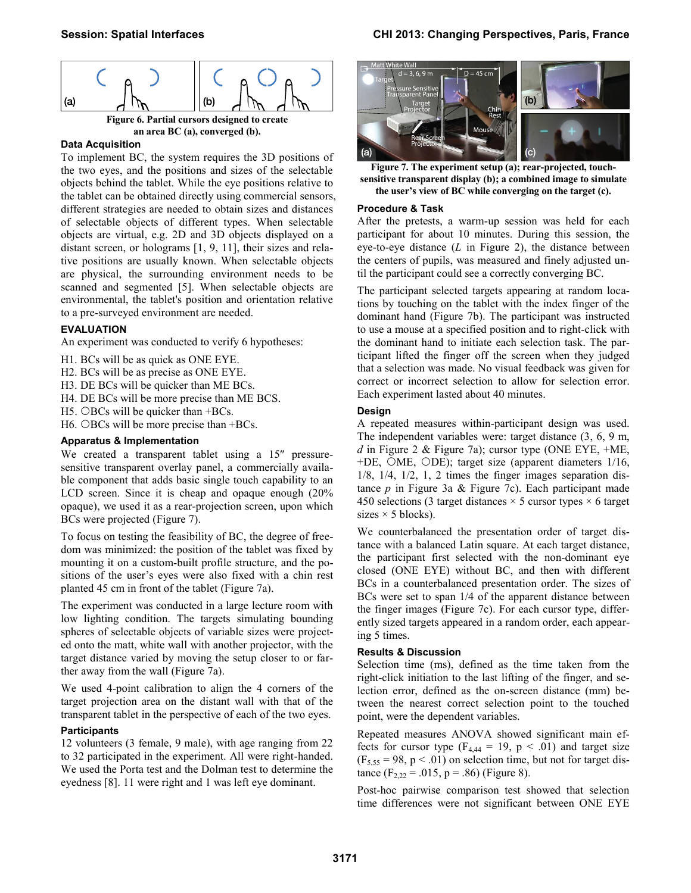Figure 6. Partial cursors designed to create an area BC (a), converged (b).

### Data Acquisition

To implement BC, the system requires the 3D positions of the two eyes, and the positions and sizes of the selectable objects behind the tablet. While the eye positions relative to the tablet can be obtained directly using commercial sensors, different strategies are needed to obtain sizes and distances of selectable objects of different types. When selectable objects are virtual, e.g. 2D and 3D objects displayed on a distant screen, or holograms [1, 9, 11], their sizes and relative positions are usually known. When selectable objects are physical, the surrounding environment needs to be scanned and segmented [5]. When selectable objects are environmental, the tablet's position and orientation relative to a pre-surveyed environment are needed.

## EVALUATION

An experiment was conducted to verify 6 hypotheses:

H1. BCs will be as quick as ONE EYE.
H2. BCs will be as precise as ONE EYE.
H3. DE BCs will be quicker than ME BCs.
H4. DE BCs will be more precise than ME BCS.
H5. ○BCs will be quicker than +BCs.
H6. ○BCs will be more precise than +BCs.

### Apparatus & Implementation

We created a transparent tablet using a 15″ pressure-sensitive transparent overlay panel, a commercially available component that adds basic single touch capability to an LCD screen. Since it is cheap and opaque enough (20% opaque), we used it as a rear-projection screen, upon which BCs were projected (Figure 7).

To focus on testing the feasibility of BC, the degree of freedom was minimized: the position of the tablet was fixed by mounting it on a custom-built profile structure, and the positions of the user's eyes were also fixed with a chin rest planted 45 cm in front of the tablet (Figure 7a).

The experiment was conducted in a large lecture room with low lighting condition. The targets simulating bounding spheres of selectable objects of variable sizes were projected onto the matt, white wall with another projector, with the target distance varied by moving the setup closer to or farther away from the wall (Figure 7a).

We used 4-point calibration to align the 4 corners of the target projection area on the distant wall with that of the transparent tablet in the perspective of each of the two eyes.

### Participants

12 volunteers (3 female, 9 male), with age ranging from 22 to 32 participated in the experiment. All were right-handed. We used the Porta test and the Dolman test to determine the eyedness [8]. 11 were right and 1 was left eye dominant.

Figure 7. The experiment setup (a); rear-projected, touch-sensitive transparent display (b); a combined image to simulate the user's view of BC while converging on the target (c).

### Procedure & Task

After the pretests, a warm-up session was held for each participant for about 10 minutes. During this session, the eye-to-eye distance (*L* in Figure 2), the distance between the centers of pupils, was measured and finely adjusted until the participant could see a correctly converging BC.

The participant selected targets appearing at random locations by touching on the tablet with the index finger of the dominant hand (Figure 7b). The participant was instructed to use a mouse at a specified position and to right-click with the dominant hand to initiate each selection task. The participant lifted the finger off the screen when they judged that a selection was made. No visual feedback was given for correct or incorrect selection to allow for selection error. Each experiment lasted about 40 minutes.

### Design

A repeated measures within-participant design was used. The independent variables were: target distance (3, 6, 9 m, *d* in Figure 2 & Figure 7a); cursor type (ONE EYE, +ME, +DE, ○ME, ○DE); target size (apparent diameters 1/16, 1/8, 1/4, 1/2, 1, 2 times the finger images separation distance *p* in Figure 3a & Figure 7c). Each participant made 450 selections (3 target distances × 5 cursor types × 6 target sizes × 5 blocks).

We counterbalanced the presentation order of target distance with a balanced Latin square. At each target distance, the participant first selected with the non-dominant eye closed (ONE EYE) without BC, and then with different BCs in a counterbalanced presentation order. The sizes of BCs were set to span 1/4 of the apparent distance between the finger images (Figure 7c). For each cursor type, differently sized targets appeared in a random order, each appearing 5 times.

### Results & Discussion

Selection time (ms), defined as the time taken from the right-click initiation to the last lifting of the finger, and selection error, defined as the on-screen distance (mm) between the nearest correct selection point to the touched point, were the dependent variables.

Repeated measures ANOVA showed significant main effects for cursor type ($F_{4,44} = 19$, $p < .01$) and target size ($F_{5,55} = 98$, $p < .01$) on selection time, but not for target distance ($F_{2,22} = .015$, $p = .86$) (Figure 8).

Post-hoc pairwise comparison test showed that selection time differences were not significant between ONE EYE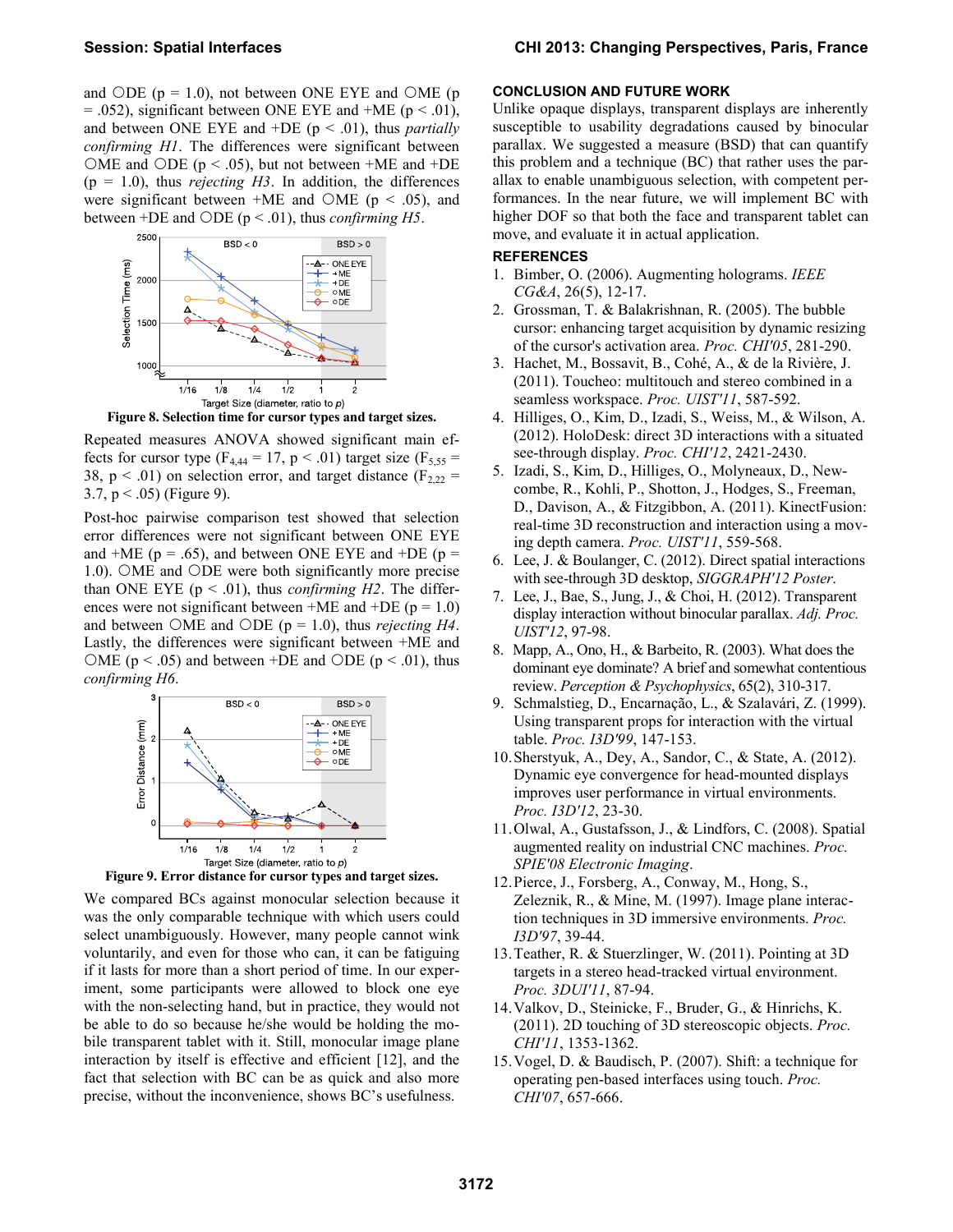and ○DE ($p = 1.0$), not between ONE EYE and ○ME ($p = .052$), significant between ONE EYE and +ME ($p < .01$), and between ONE EYE and +DE ($p < .01$), thus *partially confirming H1*. The differences were significant between ○ME and ○DE ($p < .05$), but not between +ME and +DE ($p = 1.0$), thus *rejecting H3*. In addition, the differences were significant between +ME and ○ME ($p < .05$), and between +DE and ○DE ($p < .01$), thus *confirming H5*.

2500
2000
1500
1000
Selection Time (ms)
BSD < 0
BSD > 0
ONE EYE
+ME
+DE
○ME
○DE
1/16
1/8
1/4
1/2
1
2
Target Size (diameter, ratio to *p*)

**Figure 8. Selection time for cursor types and target sizes.**

Repeated measures ANOVA showed significant main effects for cursor type ($F_{4,44} = 17$, $p < .01$) target size ($F_{5,55} = 38$, $p < .01$) on selection error, and target distance ($F_{2,22} = 3.7$, $p < .05$) (Figure 9).

Post-hoc pairwise comparison test showed that selection error differences were not significant between ONE EYE and +ME ($p = .65$), and between ONE EYE and +DE ($p = 1.0$). ○ME and ○DE were both significantly more precise than ONE EYE ($p < .01$), thus *confirming H2*. The differences were not significant between +ME and +DE ($p = 1.0$) and between ○ME and ○DE ($p = 1.0$), thus *rejecting H4*. Lastly, the differences were significant between +ME and ○ME ($p < .05$) and between +DE and ○DE ($p < .01$), thus *confirming H6*.

3
2
1
0
Error Distance (mm)
BSD < 0
BSD > 0
ONE EYE
+ME
+DE
○ME
○DE
1/16
1/8
1/4
1/2
1
2
Target Size (diameter, ratio to *p*)

**Figure 9. Error distance for cursor types and target sizes.**

We compared BCs against monocular selection because it was the only comparable technique with which users could select unambiguously. However, many people cannot wink voluntarily, and even for those who can, it can be fatiguing if it lasts for more than a short period of time. In our experiment, some participants were allowed to block one eye with the non-selecting hand, but in practice, they would not be able to do so because he/she would be holding the mobile transparent tablet with it. Still, monocular image plane interaction by itself is effective and efficient [12], and the fact that selection with BC can be as quick and also more precise, without the inconvenience, shows BC's usefulness.

## CONCLUSION AND FUTURE WORK

Unlike opaque displays, transparent displays are inherently susceptible to usability degradations caused by binocular parallax. We suggested a measure (BSD) that can quantify this problem and a technique (BC) that rather uses the parallax to enable unambiguous selection, with competent performances. In the near future, we will implement BC with higher DOF so that both the face and transparent tablet can move, and evaluate it in actual application.

## REFERENCES

1. Bimber, O. (2006). Augmenting holograms. *IEEE CG&A*, 26(5), 12-17.
2. Grossman, T. & Balakrishnan, R. (2005). The bubble cursor: enhancing target acquisition by dynamic resizing of the cursor's activation area. *Proc. CHI'05*, 281-290.
3. Hachet, M., Bossavit, B., Cohé, A., & de la Rivière, J. (2011). Toucheo: multitouch and stereo combined in a seamless workspace. *Proc. UIST'11*, 587-592.
4. Hilliges, O., Kim, D., Izadi, S., Weiss, M., & Wilson, A. (2012). HoloDesk: direct 3D interactions with a situated see-through display. *Proc. CHI'12*, 2421-2430.
5. Izadi, S., Kim, D., Hilliges, O., Molyneaux, D., Newcombe, R., Kohli, P., Shotton, J., Hodges, S., Freeman, D., Davison, A., & Fitzgibbon, A. (2011). KinectFusion: real-time 3D reconstruction and interaction using a moving depth camera. *Proc. UIST'11*, 559-568.
6. Lee, J. & Boulanger, C. (2012). Direct spatial interactions with see-through 3D desktop, *SIGGRAPH'12 Poster*.
7. Lee, J., Bae, S., Jung, J., & Choi, H. (2012). Transparent display interaction without binocular parallax. *Adj. Proc. UIST'12*, 97-98.
8. Mapp, A., Ono, H., & Barbeito, R. (2003). What does the dominant eye dominate? A brief and somewhat contentious review. *Perception & Psychophysics*, 65(2), 310-317.
9. Schmalstieg, D., Encarnação, L., & Szalavári, Z. (1999). Using transparent props for interaction with the virtual table. *Proc. I3D'99*, 147-153.
10. Sherstyuk, A., Dey, A., Sandor, C., & State, A. (2012). Dynamic eye convergence for head-mounted displays improves user performance in virtual environments. *Proc. I3D'12*, 23-30.
11. Olwal, A., Gustafsson, J., & Lindfors, C. (2008). Spatial augmented reality on industrial CNC machines. *Proc. SPIE'08 Electronic Imaging*.
12. Pierce, J., Forsberg, A., Conway, M., Hong, S., Zeleznik, R., & Mine, M. (1997). Image plane interaction techniques in 3D immersive environments. *Proc. I3D'97*, 39-44.
13. Teather, R. & Stuerzlinger, W. (2011). Pointing at 3D targets in a stereo head-tracked virtual environment. *Proc. 3DUI'11*, 87-94.
14. Valkov, D., Steinicke, F., Bruder, G., & Hinrichs, K. (2011). 2D touching of 3D stereoscopic objects. *Proc. CHI'11*, 1353-1362.
15. Vogel, D. & Baudisch, P. (2007). Shift: a technique for operating pen-based interfaces using touch. *Proc. CHI'07*, 657-666.